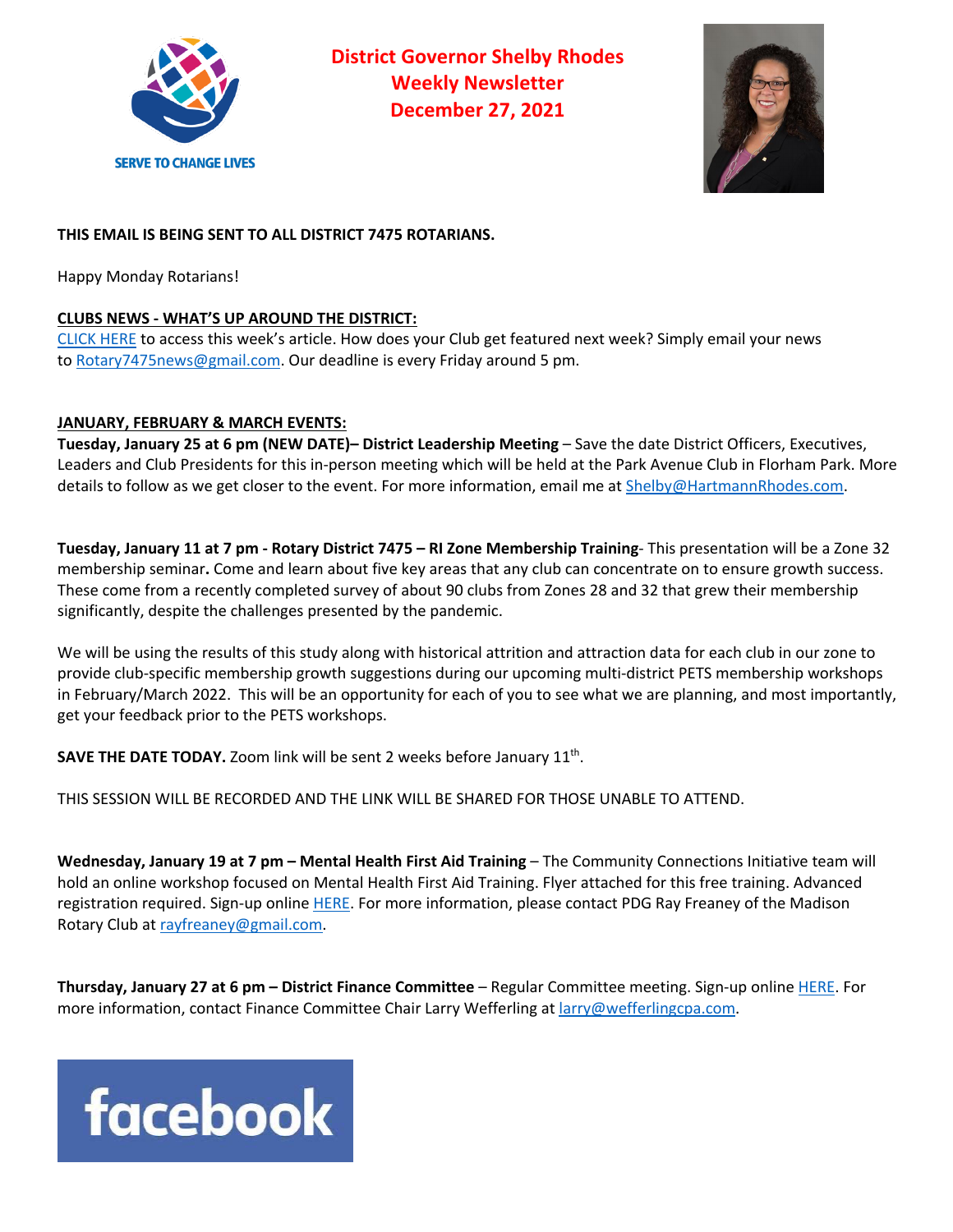SERVE TO CHANGE LIVES

# District Governor Shelby Rhodes Weekly Newsletter December 27, 2021

**THIS EMAIL IS BEING SENT TO ALL DISTRICT 7475 ROTARIANS.**

Happy Monday Rotarians!

## CLUBS NEWS - WHAT'S UP AROUND THE DISTRICT:

CLICK HERE to access this week's article. How does your Club get featured next week? Simply email your news to Rotary7475news@gmail.com. Our deadline is every Friday around 5 pm.

## JANUARY, FEBRUARY & MARCH EVENTS:

**Tuesday, January 25 at 6 pm (NEW DATE)– District Leadership Meeting** – Save the date District Officers, Executives, Leaders and Club Presidents for this in-person meeting which will be held at the Park Avenue Club in Florham Park. More details to follow as we get closer to the event. For more information, email me at Shelby@HartmannRhodes.com.

**Tuesday, January 11 at 7 pm - Rotary District 7475 – RI Zone Membership Training**- This presentation will be a Zone 32 membership seminar**.** Come and learn about five key areas that any club can concentrate on to ensure growth success. These come from a recently completed survey of about 90 clubs from Zones 28 and 32 that grew their membership significantly, despite the challenges presented by the pandemic.

We will be using the results of this study along with historical attrition and attraction data for each club in our zone to provide club-specific membership growth suggestions during our upcoming multi-district PETS membership workshops in February/March 2022. This will be an opportunity for each of you to see what we are planning, and most importantly, get your feedback prior to the PETS workshops.

**SAVE THE DATE TODAY.** Zoom link will be sent 2 weeks before January 11th.

THIS SESSION WILL BE RECORDED AND THE LINK WILL BE SHARED FOR THOSE UNABLE TO ATTEND.

**Wednesday, January 19 at 7 pm – Mental Health First Aid Training** – The Community Connections Initiative team will hold an online workshop focused on Mental Health First Aid Training. Flyer attached for this free training. Advanced registration required. Sign-up online HERE. For more information, please contact PDG Ray Freaney of the Madison Rotary Club at rayfreaney@gmail.com.

**Thursday, January 27 at 6 pm – District Finance Committee** – Regular Committee meeting. Sign-up online HERE. For more information, contact Finance Committee Chair Larry Wefferling at larry@wefferlingcpa.com.

facebook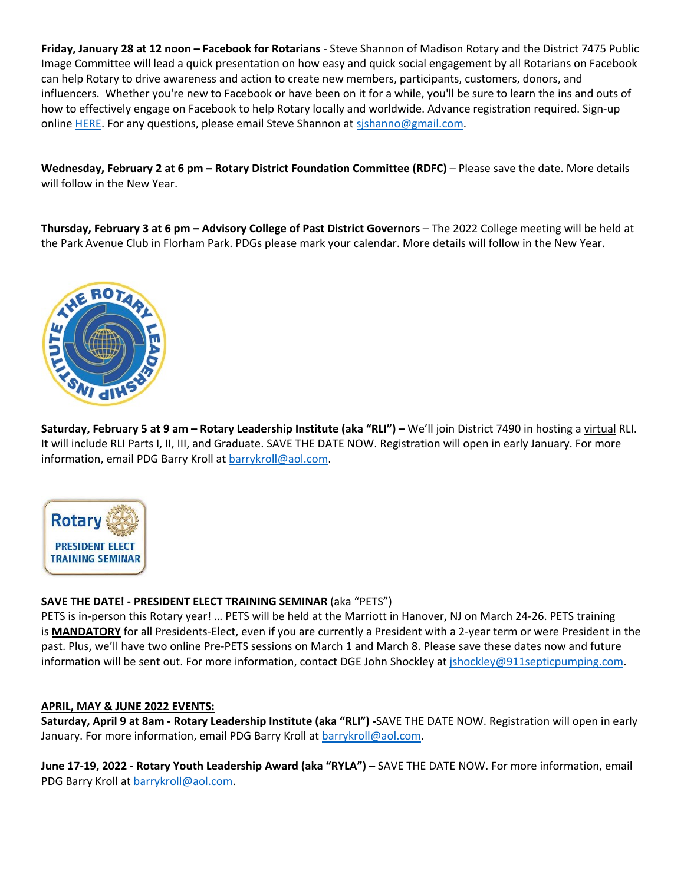**Friday, January 28 at 12 noon – Facebook for Rotarians** - Steve Shannon of Madison Rotary and the District 7475 Public Image Committee will lead a quick presentation on how easy and quick social engagement by all Rotarians on Facebook can help Rotary to drive awareness and action to create new members, participants, customers, donors, and influencers. Whether you're new to Facebook or have been on it for a while, you'll be sure to learn the ins and outs of how to effectively engage on Facebook to help Rotary locally and worldwide. Advance registration required. Sign-up online HERE. For any questions, please email Steve Shannon at sjshanno@gmail.com.

**Wednesday, February 2 at 6 pm – Rotary District Foundation Committee (RDFC)** – Please save the date. More details will follow in the New Year.

**Thursday, February 3 at 6 pm – Advisory College of Past District Governors** – The 2022 College meeting will be held at the Park Avenue Club in Florham Park. PDGs please mark your calendar. More details will follow in the New Year.

**Saturday, February 5 at 9 am – Rotary Leadership Institute (aka "RLI") –** We'll join District 7490 in hosting a virtual RLI. It will include RLI Parts I, II, III, and Graduate. SAVE THE DATE NOW. Registration will open in early January. For more information, email PDG Barry Kroll at barrykroll@aol.com.

**SAVE THE DATE! - PRESIDENT ELECT TRAINING SEMINAR** (aka "PETS")
PETS is in-person this Rotary year! … PETS will be held at the Marriott in Hanover, NJ on March 24-26. PETS training is **MANDATORY** for all Presidents-Elect, even if you are currently a President with a 2-year term or were President in the past. Plus, we'll have two online Pre-PETS sessions on March 1 and March 8. Please save these dates now and future information will be sent out. For more information, contact DGE John Shockley at jshockley@911septicpumping.com.

**APRIL, MAY & JUNE 2022 EVENTS:**

**Saturday, April 9 at 8am - Rotary Leadership Institute (aka "RLI") -**SAVE THE DATE NOW. Registration will open in early January. For more information, email PDG Barry Kroll at barrykroll@aol.com.

**June 17-19, 2022 - Rotary Youth Leadership Award (aka "RYLA") –** SAVE THE DATE NOW. For more information, email PDG Barry Kroll at barrykroll@aol.com.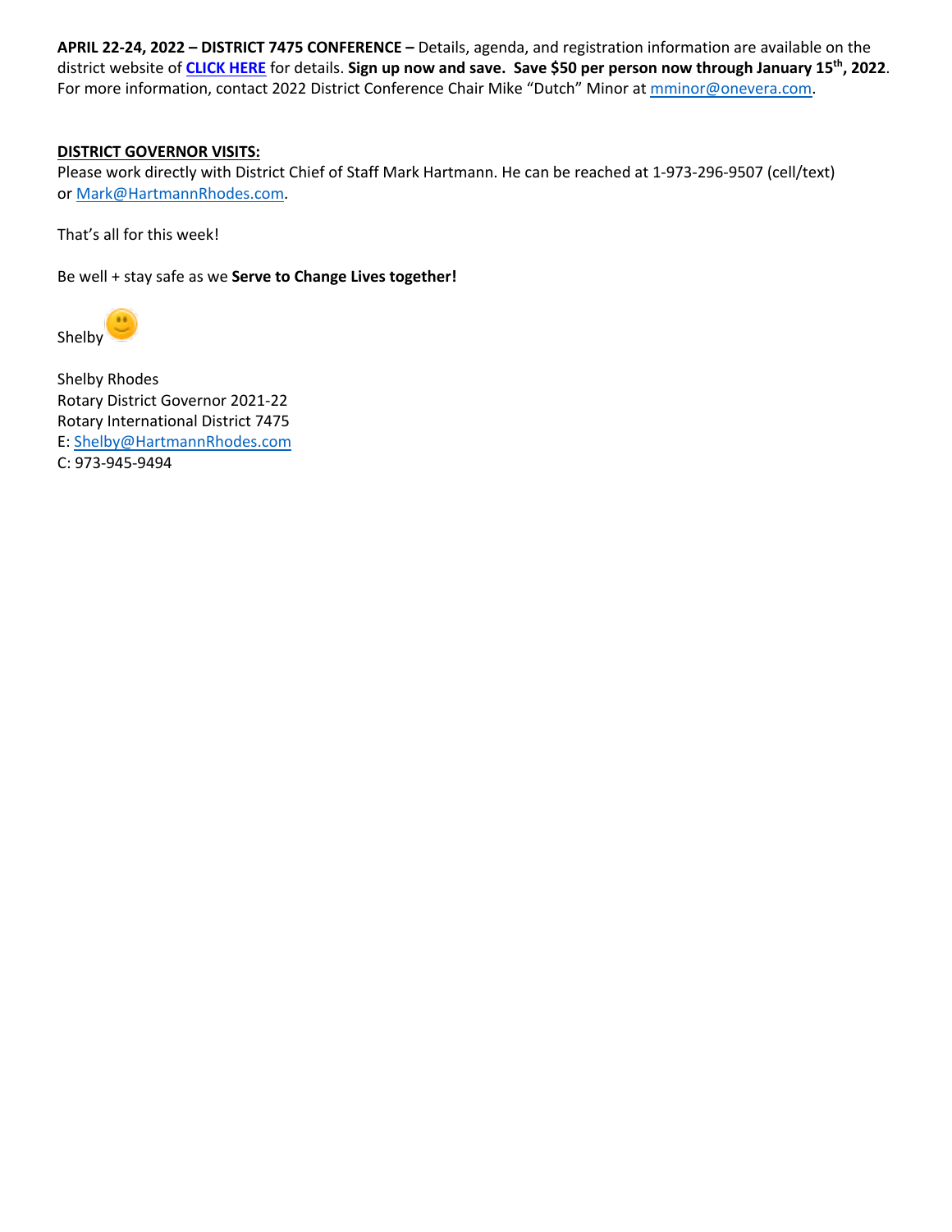**APRIL 22-24, 2022 – DISTRICT 7475 CONFERENCE –** Details, agenda, and registration information are available on the district website of **CLICK HERE** for details. **Sign up now and save. Save $50 per person now through January 15th, 2022**. For more information, contact 2022 District Conference Chair Mike "Dutch" Minor at mminor@onevera.com.

**DISTRICT GOVERNOR VISITS:**

Please work directly with District Chief of Staff Mark Hartmann. He can be reached at 1-973-296-9507 (cell/text) or Mark@HartmannRhodes.com.

That's all for this week!

Be well + stay safe as we **Serve to Change Lives together!**

Shelby 🙂

Shelby Rhodes  
Rotary District Governor 2021-22  
Rotary International District 7475  
E: Shelby@HartmannRhodes.com  
C: 973-945-9494